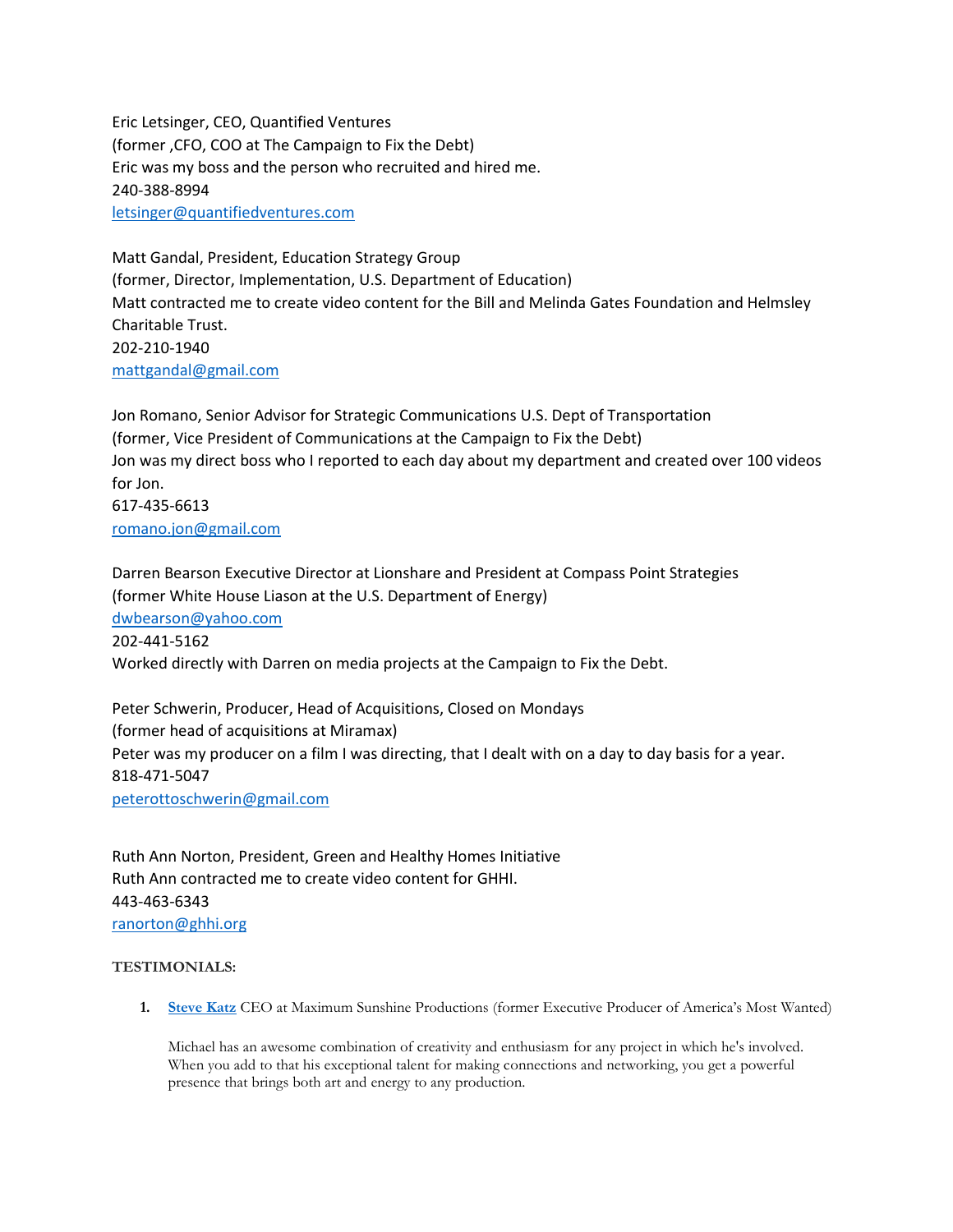Eric Letsinger, CEO, Quantified Ventures
(former ,CFO, COO at The Campaign to Fix the Debt)
Eric was my boss and the person who recruited and hired me.
240-388-8994
[letsinger@quantifiedventures.com](mailto:letsinger@quantifiedventures.com)

Matt Gandal, President, Education Strategy Group
(former, Director, Implementation, U.S. Department of Education)
Matt contracted me to create video content for the Bill and Melinda Gates Foundation and Helmsley Charitable Trust.
202-210-1940
[mattgandal@gmail.com](mailto:mattgandal@gmail.com)

Jon Romano, Senior Advisor for Strategic Communications U.S. Dept of Transportation
(former, Vice President of Communications at the Campaign to Fix the Debt)
Jon was my direct boss who I reported to each day about my department and created over 100 videos for Jon.
617-435-6613
[romano.jon@gmail.com](mailto:romano.jon@gmail.com)

Darren Bearson Executive Director at Lionshare and President at Compass Point Strategies
(former White House Liason at the U.S. Department of Energy)
[dwbearson@yahoo.com](mailto:dwbearson@yahoo.com)
202-441-5162
Worked directly with Darren on media projects at the Campaign to Fix the Debt.

Peter Schwerin, Producer, Head of Acquisitions, Closed on Mondays
(former head of acquisitions at Miramax)
Peter was my producer on a film I was directing, that I dealt with on a day to day basis for a year.
818-471-5047
[peterottoschwerin@gmail.com](mailto:peterottoschwerin@gmail.com)

Ruth Ann Norton, President, Green and Healthy Homes Initiative
Ruth Ann contracted me to create video content for GHHI.
443-463-6343
[ranorton@ghhi.org](mailto:ranorton@ghhi.org)

**TESTIMONIALS:**

1. **Steve Katz** CEO at Maximum Sunshine Productions (former Executive Producer of America's Most Wanted)

   Michael has an awesome combination of creativity and enthusiasm for any project in which he's involved. When you add to that his exceptional talent for making connections and networking, you get a powerful presence that brings both art and energy to any production.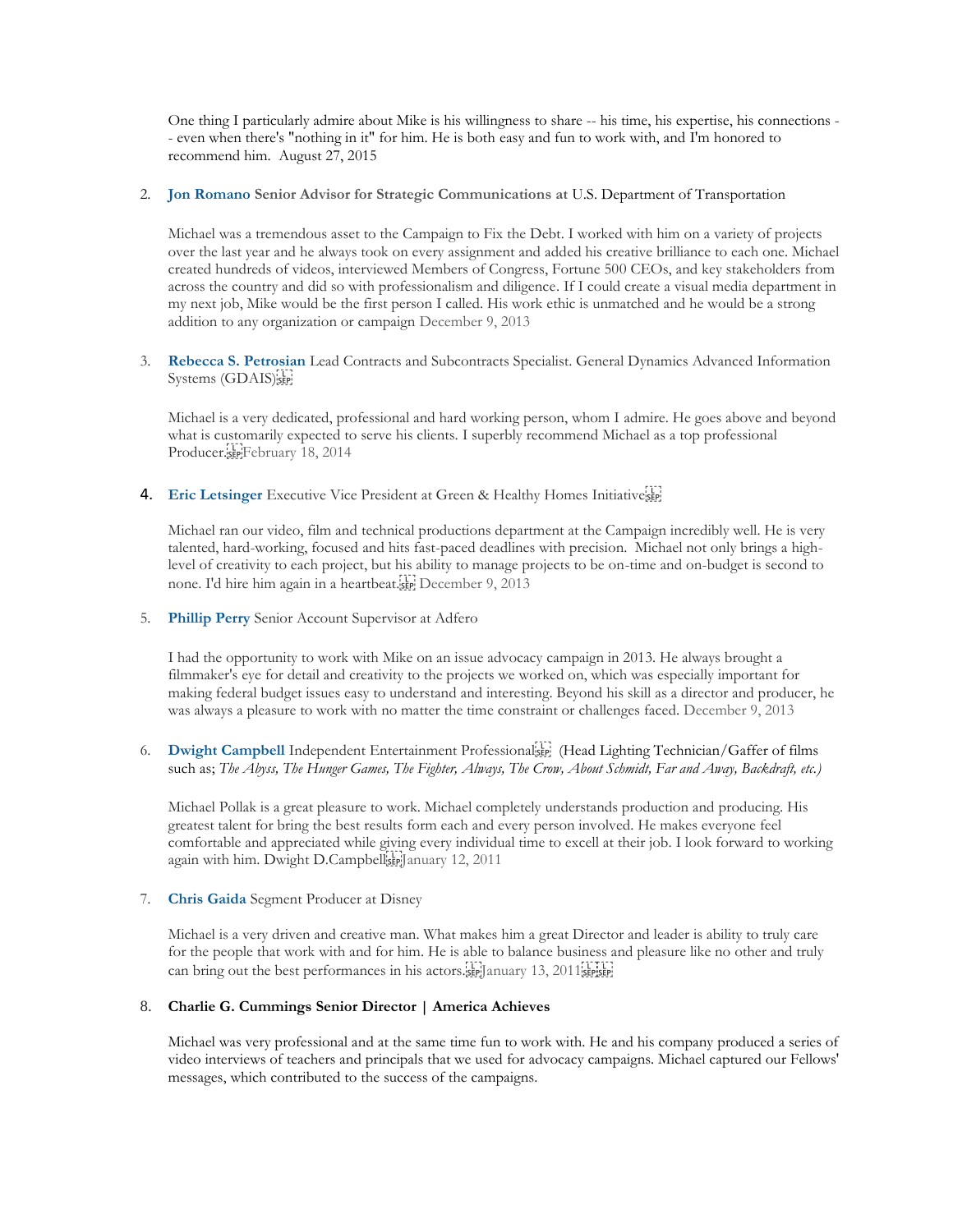One thing I particularly admire about Mike is his willingness to share -- his time, his expertise, his connections -- even when there's "nothing in it" for him. He is both easy and fun to work with, and I'm honored to recommend him. August 27, 2015

2. **Jon Romano** **Senior Advisor for Strategic Communications at** U.S. Department of Transportation

   Michael was a tremendous asset to the Campaign to Fix the Debt. I worked with him on a variety of projects over the last year and he always took on every assignment and added his creative brilliance to each one. Michael created hundreds of videos, interviewed Members of Congress, Fortune 500 CEOs, and key stakeholders from across the country and did so with professionalism and diligence. If I could create a visual media department in my next job, Mike would be the first person I called. His work ethic is unmatched and he would be a strong addition to any organization or campaign December 9, 2013

3. **Rebecca S. Petrosian** Lead Contracts and Subcontracts Specialist. General Dynamics Advanced Information Systems (GDAIS)

   Michael is a very dedicated, professional and hard working person, whom I admire. He goes above and beyond what is customarily expected to serve his clients. I superbly recommend Michael as a top professional Producer. February 18, 2014

4. **Eric Letsinger** Executive Vice President at Green & Healthy Homes Initiative

   Michael ran our video, film and technical productions department at the Campaign incredibly well. He is very talented, hard-working, focused and hits fast-paced deadlines with precision. Michael not only brings a high-level of creativity to each project, but his ability to manage projects to be on-time and on-budget is second to none. I'd hire him again in a heartbeat. December 9, 2013

5. **Phillip Perry** Senior Account Supervisor at Adfero

   I had the opportunity to work with Mike on an issue advocacy campaign in 2013. He always brought a filmmaker's eye for detail and creativity to the projects we worked on, which was especially important for making federal budget issues easy to understand and interesting. Beyond his skill as a director and producer, he was always a pleasure to work with no matter the time constraint or challenges faced. December 9, 2013

6. **Dwight Campbell** Independent Entertainment Professional (Head Lighting Technician/Gaffer of films such as; *The Abyss, The Hunger Games, The Fighter, Always, The Crow, About Schmidt, Far and Away, Backdraft, etc.)*

   Michael Pollak is a great pleasure to work. Michael completely understands production and producing. His greatest talent for bring the best results form each and every person involved. He makes everyone feel comfortable and appreciated while giving every individual time to excell at their job. I look forward to working again with him. Dwight D.Campbell January 12, 2011

7. **Chris Gaida** Segment Producer at Disney

   Michael is a very driven and creative man. What makes him a great Director and leader is ability to truly care for the people that work with and for him. He is able to balance business and pleasure like no other and truly can bring out the best performances in his actors. January 13, 2011

8. **Charlie G. Cummings Senior Director | America Achieves**

   Michael was very professional and at the same time fun to work with. He and his company produced a series of video interviews of teachers and principals that we used for advocacy campaigns. Michael captured our Fellows' messages, which contributed to the success of the campaigns.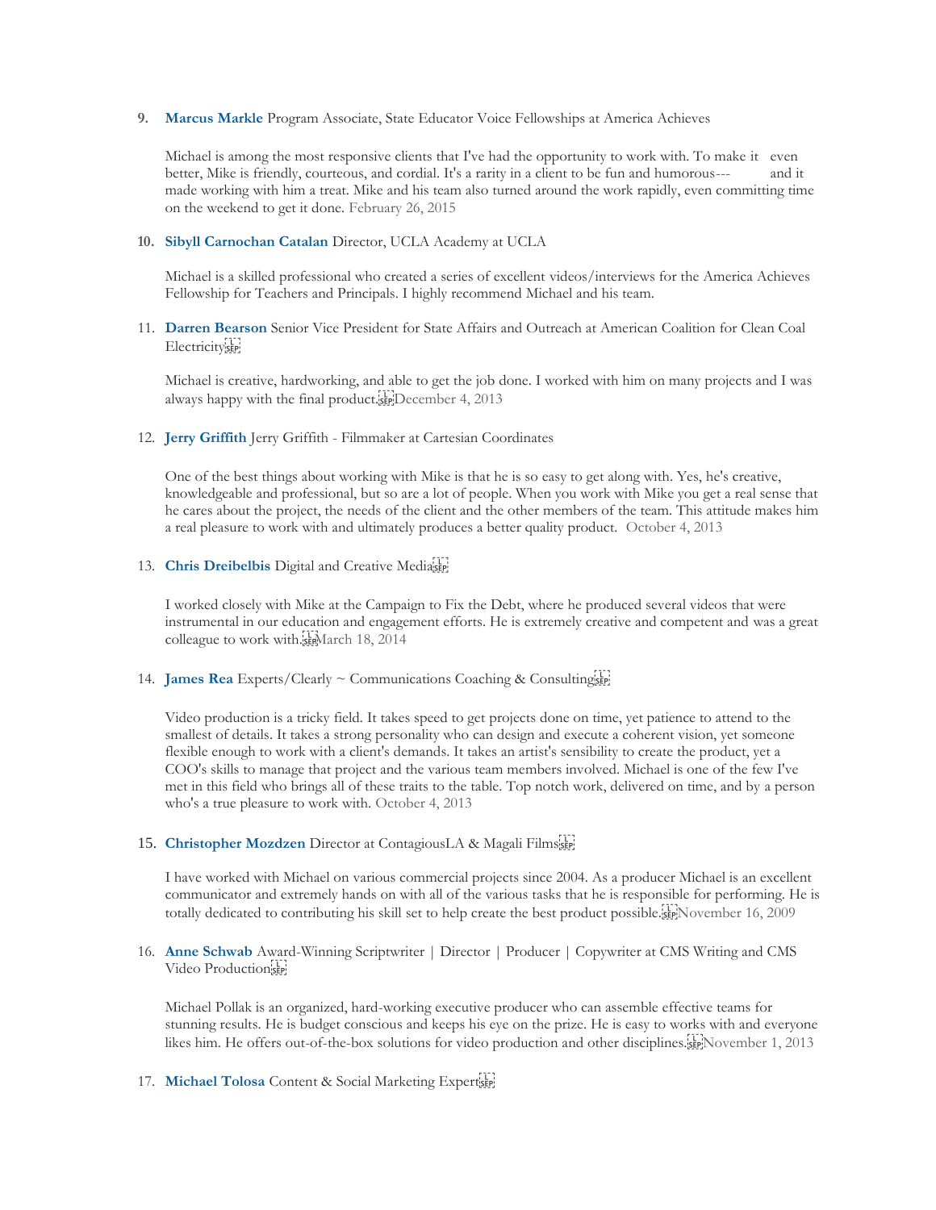9. **Marcus Markle** Program Associate, State Educator Voice Fellowships at America Achieves

   Michael is among the most responsive clients that I've had the opportunity to work with. To make it even better, Mike is friendly, courteous, and cordial. It's a rarity in a client to be fun and humorous--- and it made working with him a treat. Mike and his team also turned around the work rapidly, even committing time on the weekend to get it done. February 26, 2015

10. **Sibyll Carnochan Catalan** Director, UCLA Academy at UCLA

    Michael is a skilled professional who created a series of excellent videos/interviews for the America Achieves Fellowship for Teachers and Principals. I highly recommend Michael and his team.

11. **Darren Bearson** Senior Vice President for State Affairs and Outreach at American Coalition for Clean Coal Electricity

    Michael is creative, hardworking, and able to get the job done. I worked with him on many projects and I was always happy with the final product. December 4, 2013

12. **Jerry Griffith** Jerry Griffith - Filmmaker at Cartesian Coordinates

    One of the best things about working with Mike is that he is so easy to get along with. Yes, he's creative, knowledgeable and professional, but so are a lot of people. When you work with Mike you get a real sense that he cares about the project, the needs of the client and the other members of the team. This attitude makes him a real pleasure to work with and ultimately produces a better quality product. October 4, 2013

13. **Chris Dreibelbis** Digital and Creative Media

    I worked closely with Mike at the Campaign to Fix the Debt, where he produced several videos that were instrumental in our education and engagement efforts. He is extremely creative and competent and was a great colleague to work with. March 18, 2014

14. **James Rea** Experts/Clearly ~ Communications Coaching & Consulting

    Video production is a tricky field. It takes speed to get projects done on time, yet patience to attend to the smallest of details. It takes a strong personality who can design and execute a coherent vision, yet someone flexible enough to work with a client's demands. It takes an artist's sensibility to create the product, yet a COO's skills to manage that project and the various team members involved. Michael is one of the few I've met in this field who brings all of these traits to the table. Top notch work, delivered on time, and by a person who's a true pleasure to work with. October 4, 2013

15. **Christopher Mozdzen** Director at ContagiousLA & Magali Films

    I have worked with Michael on various commercial projects since 2004. As a producer Michael is an excellent communicator and extremely hands on with all of the various tasks that he is responsible for performing. He is totally dedicated to contributing his skill set to help create the best product possible. November 16, 2009

16. **Anne Schwab** Award-Winning Scriptwriter | Director | Producer | Copywriter at CMS Writing and CMS Video Production

    Michael Pollak is an organized, hard-working executive producer who can assemble effective teams for stunning results. He is budget conscious and keeps his eye on the prize. He is easy to works with and everyone likes him. He offers out-of-the-box solutions for video production and other disciplines. November 1, 2013

17. **Michael Tolosa** Content & Social Marketing Expert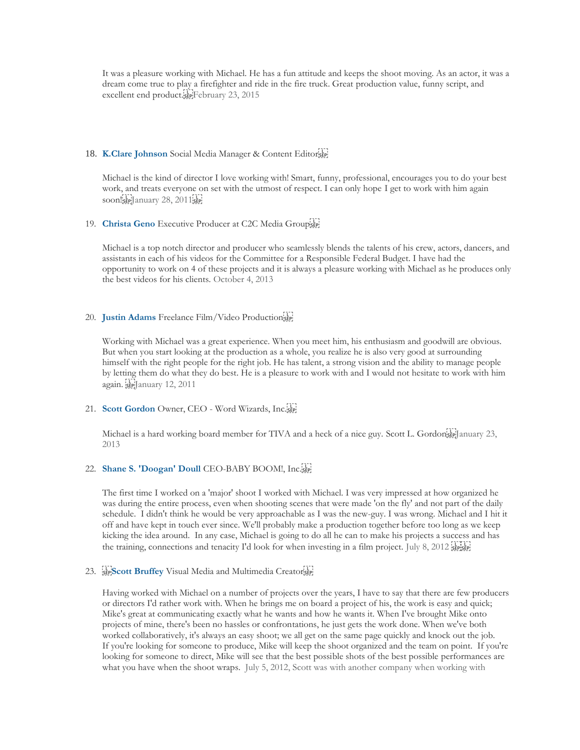It was a pleasure working with Michael. He has a fun attitude and keeps the shoot moving. As an actor, it was a dream come true to play a firefighter and ride in the fire truck. Great production value, funny script, and excellent end product. February 23, 2015

18. **K.Clare Johnson** Social Media Manager & Content Editor

    Michael is the kind of director I love working with! Smart, funny, professional, encourages you to do your best work, and treats everyone on set with the utmost of respect. I can only hope I get to work with him again soon! January 28, 2011

19. **Christa Geno** Executive Producer at C2C Media Group

    Michael is a top notch director and producer who seamlessly blends the talents of his crew, actors, dancers, and assistants in each of his videos for the Committee for a Responsible Federal Budget. I have had the opportunity to work on 4 of these projects and it is always a pleasure working with Michael as he produces only the best videos for his clients. October 4, 2013

20. **Justin Adams** Freelance Film/Video Production

    Working with Michael was a great experience. When you meet him, his enthusiasm and goodwill are obvious. But when you start looking at the production as a whole, you realize he is also very good at surrounding himself with the right people for the right job. He has talent, a strong vision and the ability to manage people by letting them do what they do best. He is a pleasure to work with and I would not hesitate to work with him again. January 12, 2011

21. **Scott Gordon** Owner, CEO - Word Wizards, Inc.

    Michael is a hard working board member for TIVA and a heck of a nice guy. Scott L. Gordon January 23, 2013

22. **Shane S. 'Doogan' Doull** CEO-BABY BOOM!, Inc.

    The first time I worked on a 'major' shoot I worked with Michael. I was very impressed at how organized he was during the entire process, even when shooting scenes that were made 'on the fly' and not part of the daily schedule. I didn't think he would be very approachable as I was the new-guy. I was wrong. Michael and I hit it off and have kept in touch ever since. We'll probably make a production together before too long as we keep kicking the idea around. In any case, Michael is going to do all he can to make his projects a success and has the training, connections and tenacity I'd look for when investing in a film project. July 8, 2012

23. **Scott Bruffey** Visual Media and Multimedia Creator

    Having worked with Michael on a number of projects over the years, I have to say that there are few producers or directors I'd rather work with. When he brings me on board a project of his, the work is easy and quick; Mike's great at communicating exactly what he wants and how he wants it. When I've brought Mike onto projects of mine, there's been no hassles or confrontations, he just gets the work done. When we've both worked collaboratively, it's always an easy shoot; we all get on the same page quickly and knock out the job. If you're looking for someone to produce, Mike will keep the shoot organized and the team on point. If you're looking for someone to direct, Mike will see that the best possible shots of the best possible performances are what you have when the shoot wraps. July 5, 2012, Scott was with another company when working with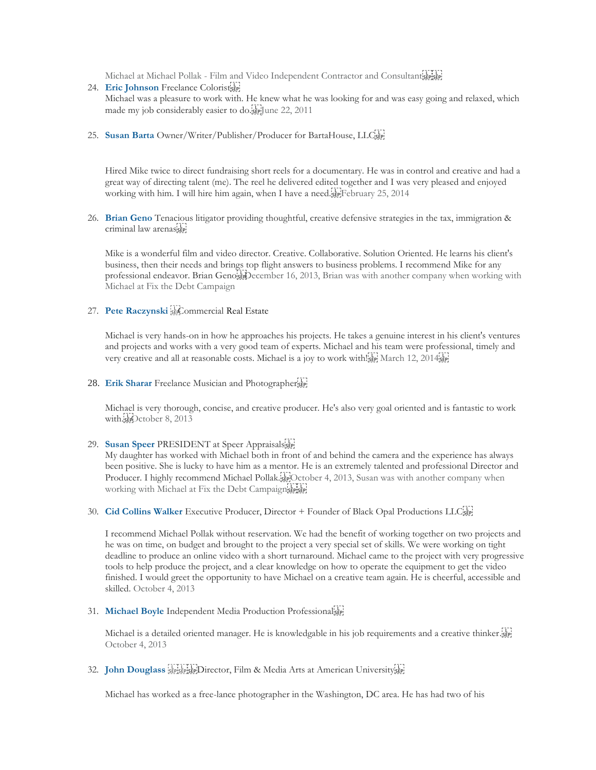Michael at Michael Pollak - Film and Video Independent Contractor and Consultant

24. **Eric Johnson** Freelance Colorist
    Michael was a pleasure to work with. He knew what he was looking for and was easy going and relaxed, which made my job considerably easier to do. June 22, 2011

25. **Susan Barta** Owner/Writer/Publisher/Producer for BartaHouse, LLC

    Hired Mike twice to direct fundraising short reels for a documentary. He was in control and creative and had a great way of directing talent (me). The reel he delivered edited together and I was very pleased and enjoyed working with him. I will hire him again, when I have a need. February 25, 2014

26. **Brian Geno** Tenacious litigator providing thoughtful, creative defensive strategies in the tax, immigration & criminal law arenas

    Mike is a wonderful film and video director. Creative. Collaborative. Solution Oriented. He learns his client's business, then their needs and brings top flight answers to business problems. I recommend Mike for any professional endeavor. Brian Geno December 16, 2013, Brian was with another company when working with Michael at Fix the Debt Campaign

27. **Pete Raczynski** Commercial Real Estate

    Michael is very hands-on in how he approaches his projects. He takes a genuine interest in his client's ventures and projects and works with a very good team of experts. Michael and his team were professional, timely and very creative and all at reasonable costs. Michael is a joy to work with! March 12, 2014

28. **Erik Sharar** Freelance Musician and Photographer

    Michael is very thorough, concise, and creative producer. He's also very goal oriented and is fantastic to work with. October 8, 2013

29. **Susan Speer** PRESIDENT at Speer Appraisals
    My daughter has worked with Michael both in front of and behind the camera and the experience has always been positive. She is lucky to have him as a mentor. He is an extremely talented and professional Director and Producer. I highly recommend Michael Pollak. October 4, 2013, Susan was with another company when working with Michael at Fix the Debt Campaign

30. **Cid Collins Walker** Executive Producer, Director + Founder of Black Opal Productions LLC

    I recommend Michael Pollak without reservation. We had the benefit of working together on two projects and he was on time, on budget and brought to the project a very special set of skills. We were working on tight deadline to produce an online video with a short turnaround. Michael came to the project with very progressive tools to help produce the project, and a clear knowledge on how to operate the equipment to get the video finished. I would greet the opportunity to have Michael on a creative team again. He is cheerful, accessible and skilled. October 4, 2013

31. **Michael Boyle** Independent Media Production Professional

    Michael is a detailed oriented manager. He is knowledgable in his job requirements and a creative thinker. October 4, 2013

32. **John Douglass** Director, Film & Media Arts at American University

    Michael has worked as a free-lance photographer in the Washington, DC area. He has had two of his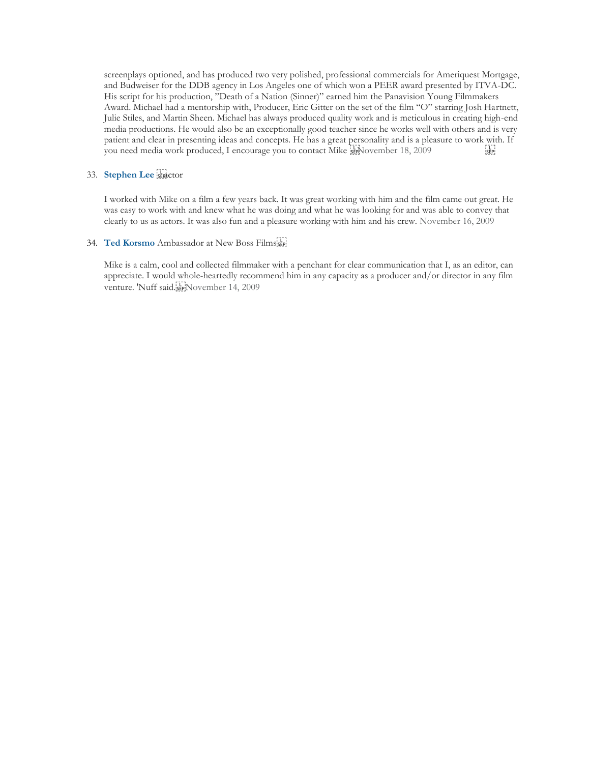screenplays optioned, and has produced two very polished, professional commercials for Ameriquest Mortgage, and Budweiser for the DDB agency in Los Angeles one of which won a PEER award presented by ITVA-DC. His script for his production, "Death of a Nation (Sinner)" earned him the Panavision Young Filmmakers Award. Michael had a mentorship with, Producer, Eric Gitter on the set of the film "O" starring Josh Hartnett, Julie Stiles, and Martin Sheen. Michael has always produced quality work and is meticulous in creating high-end media productions. He would also be an exceptionally good teacher since he works well with others and is very patient and clear in presenting ideas and concepts. He has a great personality and is a pleasure to work with. If you need media work produced, I encourage you to contact Mike November 18, 2009

33. **Stephen Lee** Actor

    I worked with Mike on a film a few years back. It was great working with him and the film came out great. He was easy to work with and knew what he was doing and what he was looking for and was able to convey that clearly to us as actors. It was also fun and a pleasure working with him and his crew. November 16, 2009

34. **Ted Korsmo** Ambassador at New Boss Films

    Mike is a calm, cool and collected filmmaker with a penchant for clear communication that I, as an editor, can appreciate. I would whole-heartedly recommend him in any capacity as a producer and/or director in any film venture. 'Nuff said. November 14, 2009